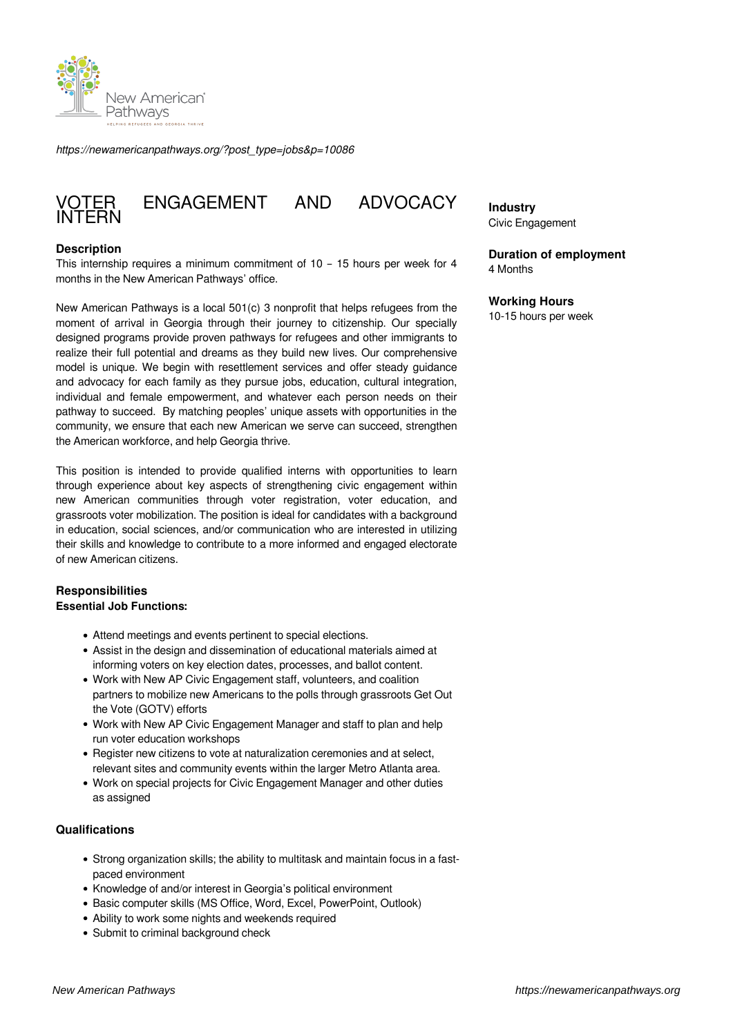*https://newamericanpathways.org/?post_type=jobs&p=10086*

# VOTER ENGAGEMENT AND ADVOCACY INTERN

**Industry**
Civic Engagement

**Duration of employment**
4 Months

**Working Hours**
10-15 hours per week

### Description

This internship requires a minimum commitment of 10 – 15 hours per week for 4 months in the New American Pathways' office.

New American Pathways is a local 501(c) 3 nonprofit that helps refugees from the moment of arrival in Georgia through their journey to citizenship. Our specially designed programs provide proven pathways for refugees and other immigrants to realize their full potential and dreams as they build new lives. Our comprehensive model is unique. We begin with resettlement services and offer steady guidance and advocacy for each family as they pursue jobs, education, cultural integration, individual and female empowerment, and whatever each person needs on their pathway to succeed. By matching peoples' unique assets with opportunities in the community, we ensure that each new American we serve can succeed, strengthen the American workforce, and help Georgia thrive.

This position is intended to provide qualified interns with opportunities to learn through experience about key aspects of strengthening civic engagement within new American communities through voter registration, voter education, and grassroots voter mobilization. The position is ideal for candidates with a background in education, social sciences, and/or communication who are interested in utilizing their skills and knowledge to contribute to a more informed and engaged electorate of new American citizens.

### Responsibilities

**Essential Job Functions:**

- Attend meetings and events pertinent to special elections.
- Assist in the design and dissemination of educational materials aimed at informing voters on key election dates, processes, and ballot content.
- Work with New AP Civic Engagement staff, volunteers, and coalition partners to mobilize new Americans to the polls through grassroots Get Out the Vote (GOTV) efforts
- Work with New AP Civic Engagement Manager and staff to plan and help run voter education workshops
- Register new citizens to vote at naturalization ceremonies and at select, relevant sites and community events within the larger Metro Atlanta area.
- Work on special projects for Civic Engagement Manager and other duties as assigned

### Qualifications

- Strong organization skills; the ability to multitask and maintain focus in a fast-paced environment
- Knowledge of and/or interest in Georgia's political environment
- Basic computer skills (MS Office, Word, Excel, PowerPoint, Outlook)
- Ability to work some nights and weekends required
- Submit to criminal background check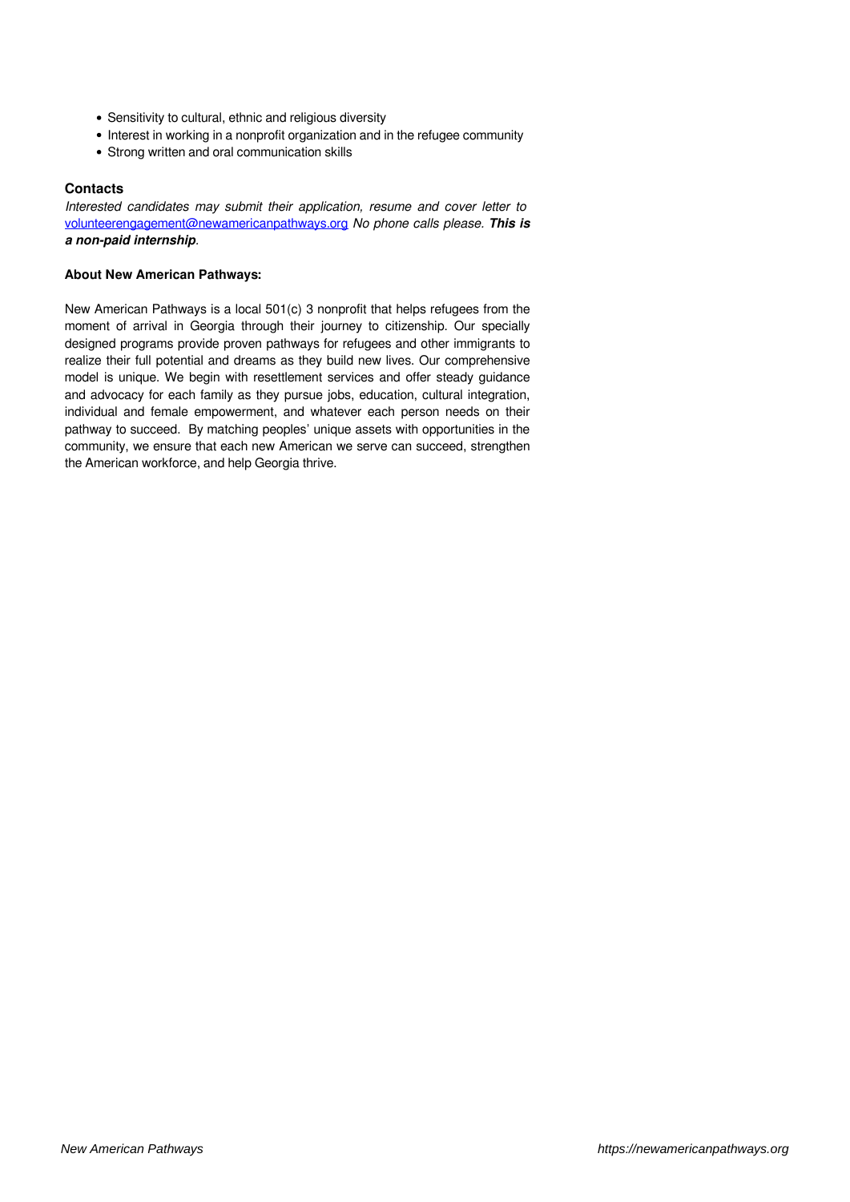- Sensitivity to cultural, ethnic and religious diversity
- Interest in working in a nonprofit organization and in the refugee community
- Strong written and oral communication skills

**Contacts**

*Interested candidates may submit their application, resume and cover letter to* volunteerengagement@newamericanpathways.org *No phone calls please.* ***This is a non-paid internship***.

**About New American Pathways:**

New American Pathways is a local 501(c) 3 nonprofit that helps refugees from the moment of arrival in Georgia through their journey to citizenship. Our specially designed programs provide proven pathways for refugees and other immigrants to realize their full potential and dreams as they build new lives. Our comprehensive model is unique. We begin with resettlement services and offer steady guidance and advocacy for each family as they pursue jobs, education, cultural integration, individual and female empowerment, and whatever each person needs on their pathway to succeed. By matching peoples' unique assets with opportunities in the community, we ensure that each new American we serve can succeed, strengthen the American workforce, and help Georgia thrive.